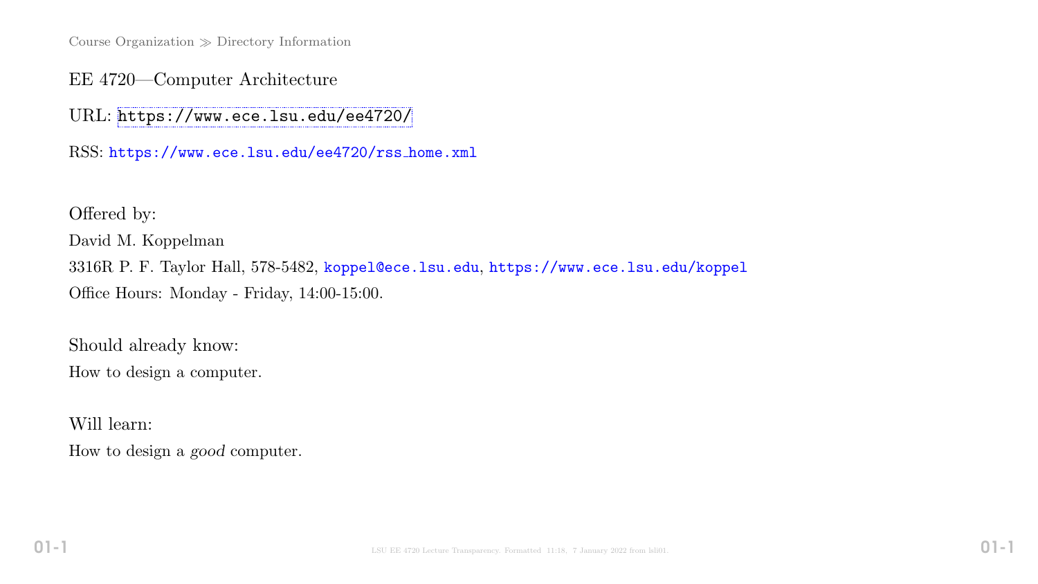Course Organization ≫ Directory Information

# EE 4720—Computer Architecture

URL: https://www.ece.lsu.edu/ee4720/

RSS: https://www.ece.lsu.edu/ee4720/rss_home.xml

Offered by:

David M. Koppelman

3316R P. F. Taylor Hall, 578-5482, koppel@ece.lsu.edu, https://www.ece.lsu.edu/koppel

Office Hours: Monday - Friday, 14:00-15:00.

Should already know:

How to design a computer.

Will learn:

How to design a *good* computer.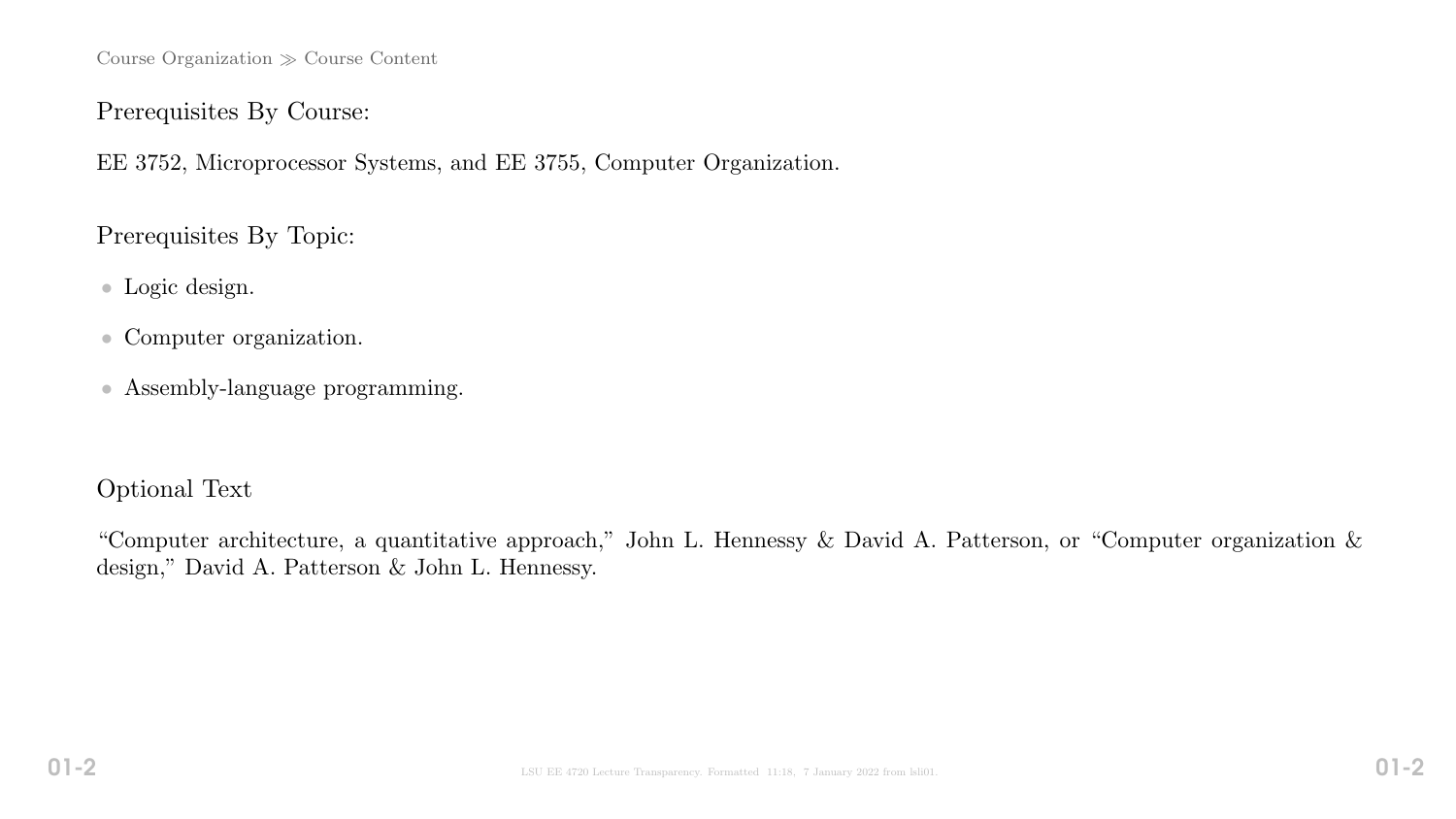## Prerequisites By Course:

EE 3752, Microprocessor Systems, and EE 3755, Computer Organization.

## Prerequisites By Topic:

- Logic design.
- Computer organization.
- Assembly-language programming.

## Optional Text

"Computer architecture, a quantitative approach," John L. Hennessy & David A. Patterson, or "Computer organization & design," David A. Patterson & John L. Hennessy.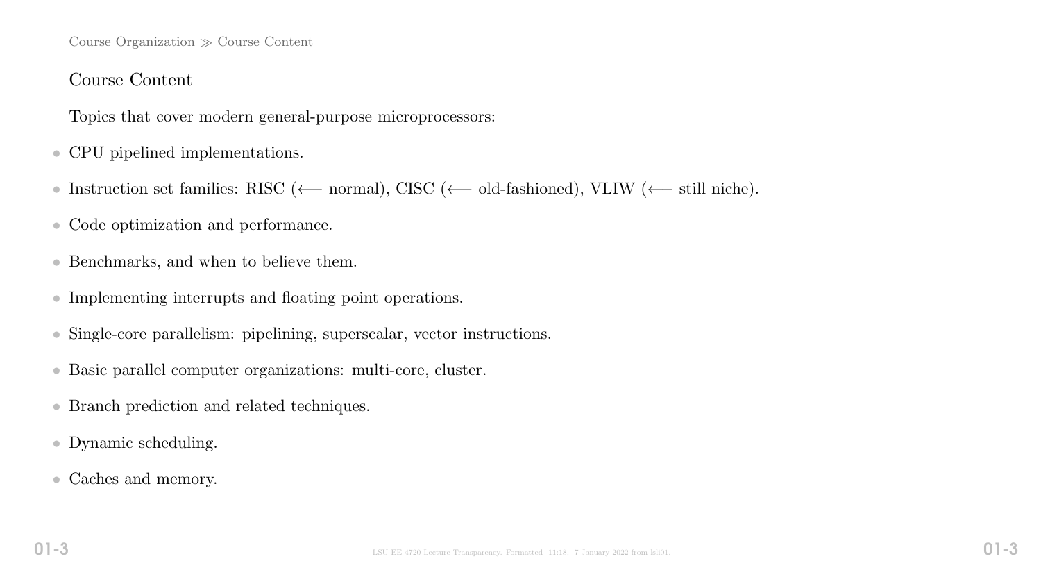## Course Content

Topics that cover modern general-purpose microprocessors:

- CPU pipelined implementations.
- Instruction set families: RISC (⟵ normal), CISC (⟵ old-fashioned), VLIW (⟵ still niche).
- Code optimization and performance.
- Benchmarks, and when to believe them.
- Implementing interrupts and floating point operations.
- Single-core parallelism: pipelining, superscalar, vector instructions.
- Basic parallel computer organizations: multi-core, cluster.
- Branch prediction and related techniques.
- Dynamic scheduling.
- Caches and memory.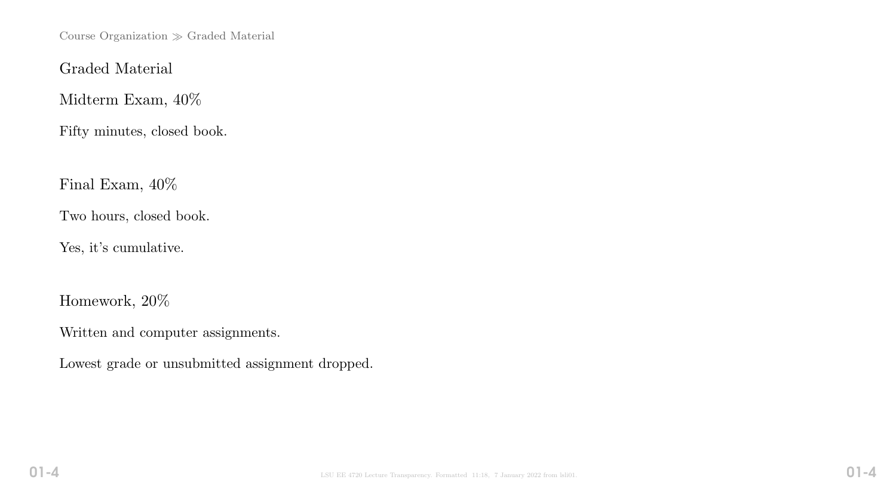## Graded Material

### Midterm Exam, 40%

Fifty minutes, closed book.

### Final Exam, 40%

Two hours, closed book.

Yes, it's cumulative.

### Homework, 20%

Written and computer assignments.

Lowest grade or unsubmitted assignment dropped.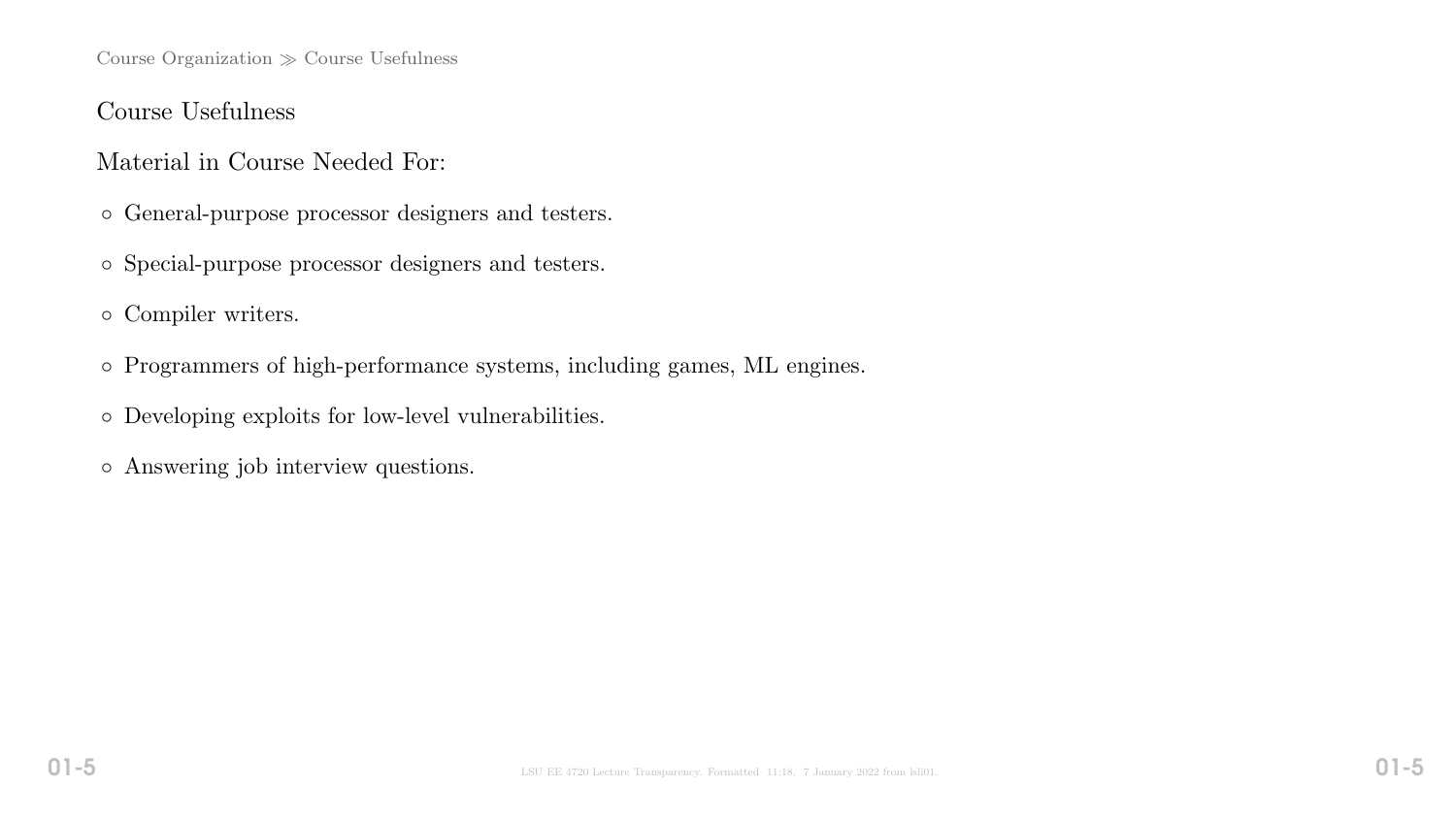## Course Usefulness

Material in Course Needed For:

- General-purpose processor designers and testers.
- Special-purpose processor designers and testers.
- Compiler writers.
- Programmers of high-performance systems, including games, ML engines.
- Developing exploits for low-level vulnerabilities.
- Answering job interview questions.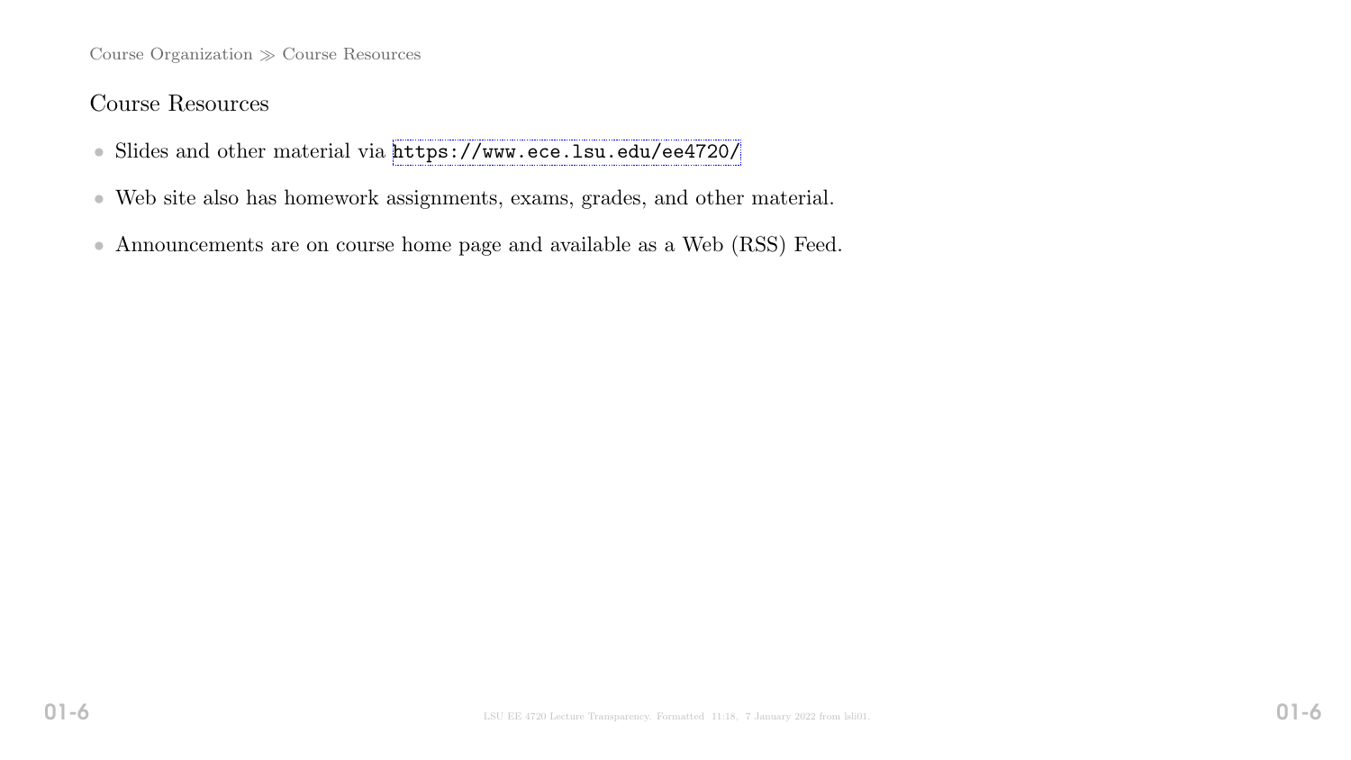## Course Resources

- Slides and other material via https://www.ece.lsu.edu/ee4720/
- Web site also has homework assignments, exams, grades, and other material.
- Announcements are on course home page and available as a Web (RSS) Feed.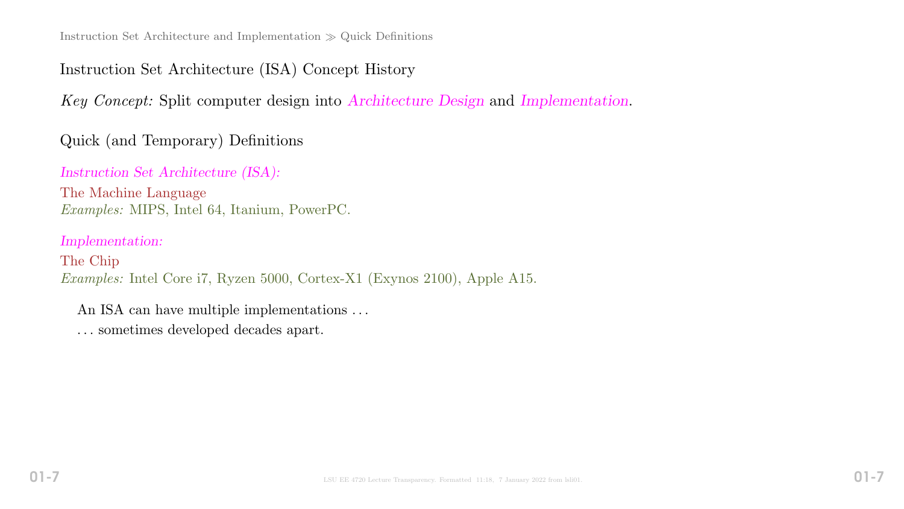## Instruction Set Architecture (ISA) Concept History

*Key Concept:* Split computer design into *Architecture Design* and *Implementation*.

## Quick (and Temporary) Definitions

*Instruction Set Architecture (ISA):*

The Machine Language

*Examples:* MIPS, Intel 64, Itanium, PowerPC.

*Implementation:*

The Chip

*Examples:* Intel Core i7, Ryzen 5000, Cortex-X1 (Exynos 2100), Apple A15.

An ISA can have multiple implementations . . .

. . . sometimes developed decades apart.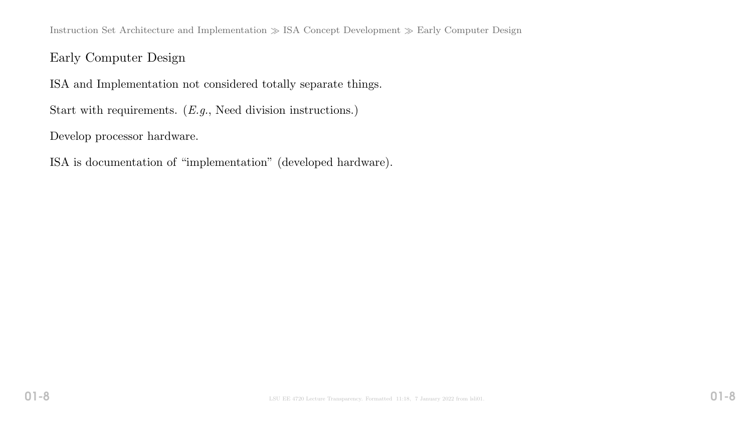# Early Computer Design

ISA and Implementation not considered totally separate things.

Start with requirements. (*E.g.*, Need division instructions.)

Develop processor hardware.

ISA is documentation of "implementation" (developed hardware).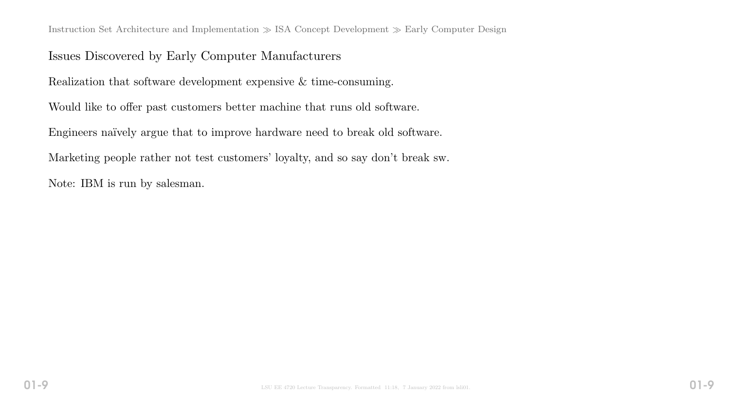# Issues Discovered by Early Computer Manufacturers

Realization that software development expensive & time-consuming.

Would like to offer past customers better machine that runs old software.

Engineers naïvely argue that to improve hardware need to break old software.

Marketing people rather not test customers' loyalty, and so say don't break sw.

Note: IBM is run by salesman.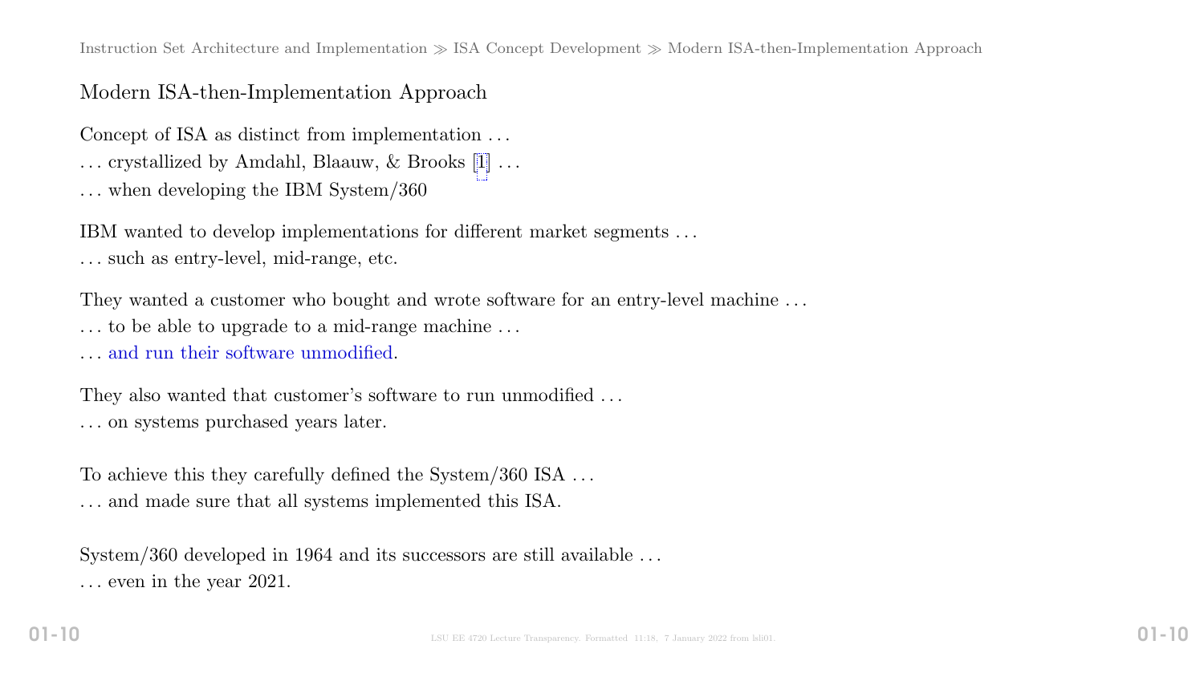## Modern ISA-then-Implementation Approach

Concept of ISA as distinct from implementation …
… crystallized by Amdahl, Blaauw, & Brooks [1] …
… when developing the IBM System/360

IBM wanted to develop implementations for different market segments …
… such as entry-level, mid-range, etc.

They wanted a customer who bought and wrote software for an entry-level machine …
… to be able to upgrade to a mid-range machine …
… and run their software unmodified.

They also wanted that customer's software to run unmodified …
… on systems purchased years later.

To achieve this they carefully defined the System/360 ISA …
… and made sure that all systems implemented this ISA.

System/360 developed in 1964 and its successors are still available …
… even in the year 2021.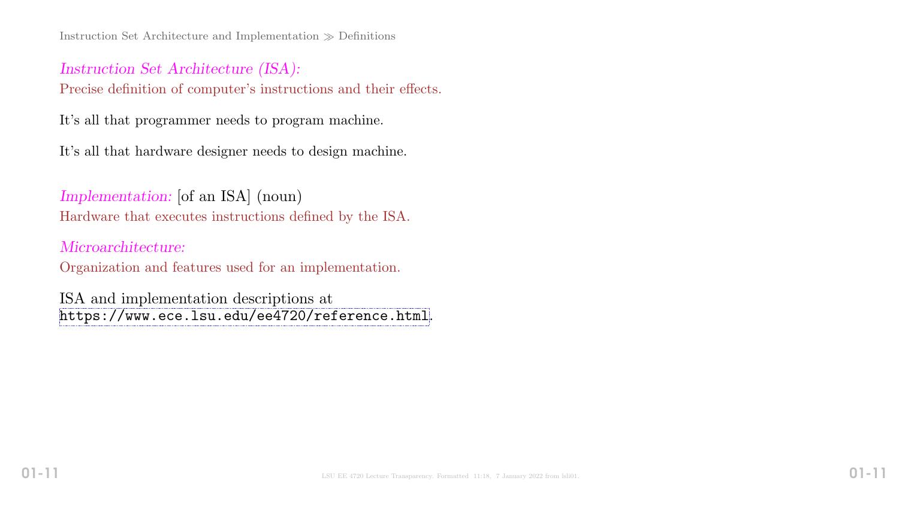*Instruction Set Architecture (ISA):*
Precise definition of computer's instructions and their effects.

It's all that programmer needs to program machine.

It's all that hardware designer needs to design machine.

*Implementation:* [of an ISA] (noun)
Hardware that executes instructions defined by the ISA.

*Microarchitecture:*
Organization and features used for an implementation.

ISA and implementation descriptions at
`https://www.ece.lsu.edu/ee4720/reference.html`.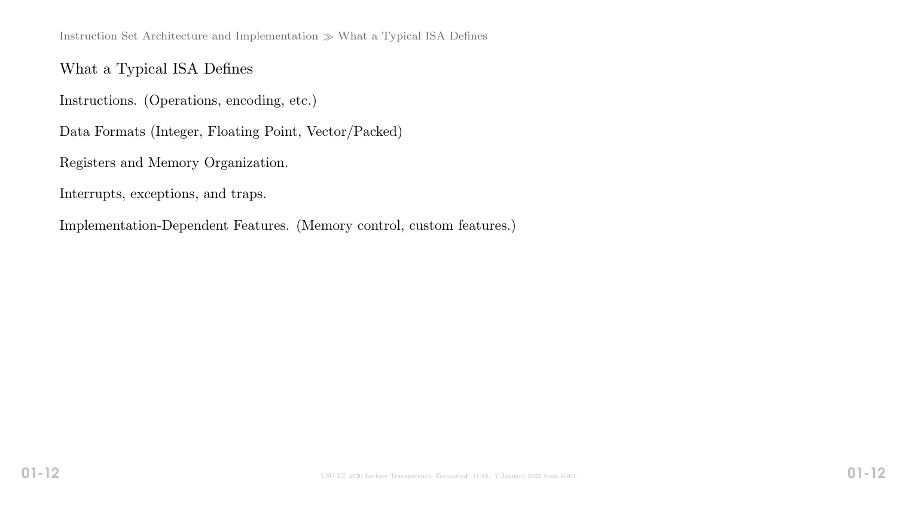## What a Typical ISA Defines

Instructions. (Operations, encoding, etc.)

Data Formats (Integer, Floating Point, Vector/Packed)

Registers and Memory Organization.

Interrupts, exceptions, and traps.

Implementation-Dependent Features. (Memory control, custom features.)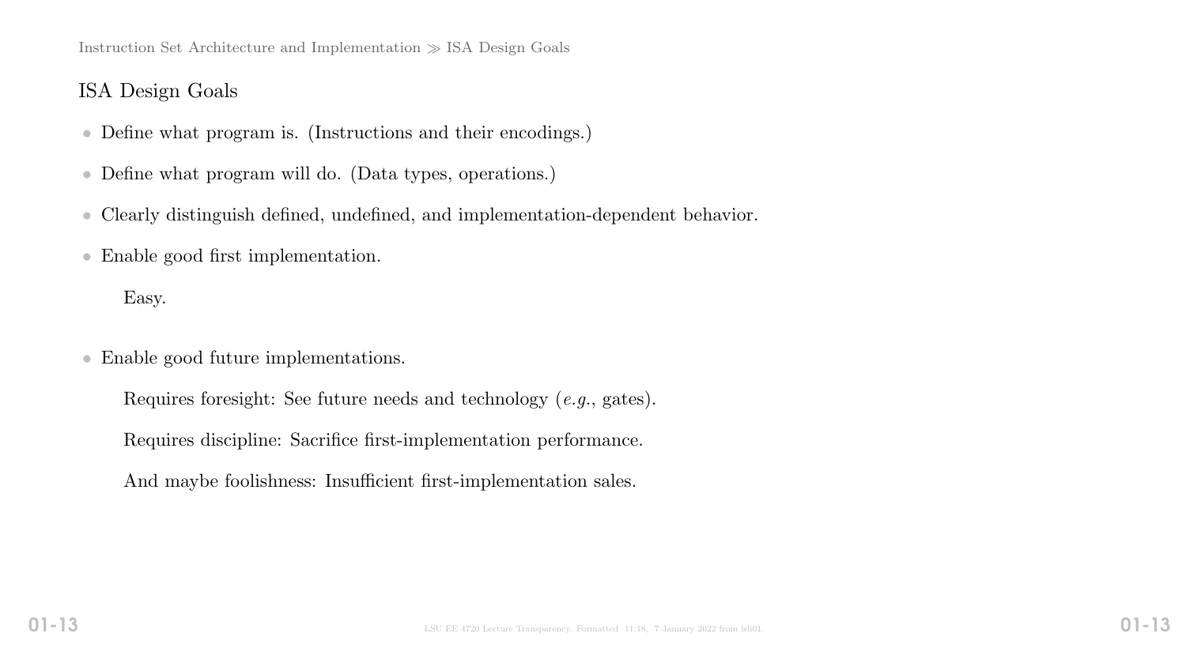## ISA Design Goals

- Define what program is. (Instructions and their encodings.)
- Define what program will do. (Data types, operations.)
- Clearly distinguish defined, undefined, and implementation-dependent behavior.
- Enable good first implementation.

  Easy.

- Enable good future implementations.

  Requires foresight: See future needs and technology (*e.g.*, gates).

  Requires discipline: Sacrifice first-implementation performance.

  And maybe foolishness: Insufficient first-implementation sales.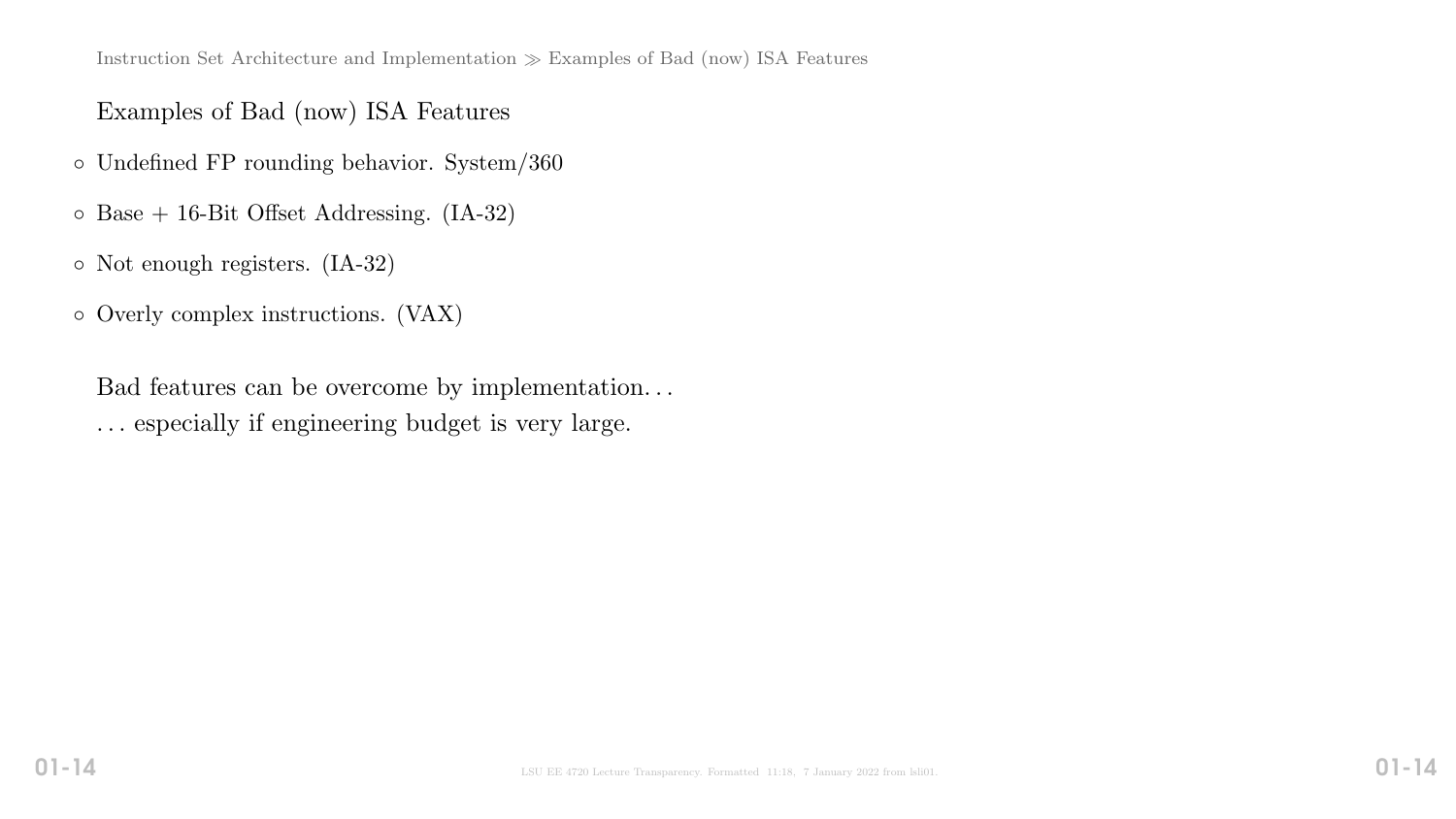## Examples of Bad (now) ISA Features

- Undefined FP rounding behavior. System/360
- Base + 16-Bit Offset Addressing. (IA-32)
- Not enough registers. (IA-32)
- Overly complex instructions. (VAX)

Bad features can be overcome by implementation. . .
. . . especially if engineering budget is very large.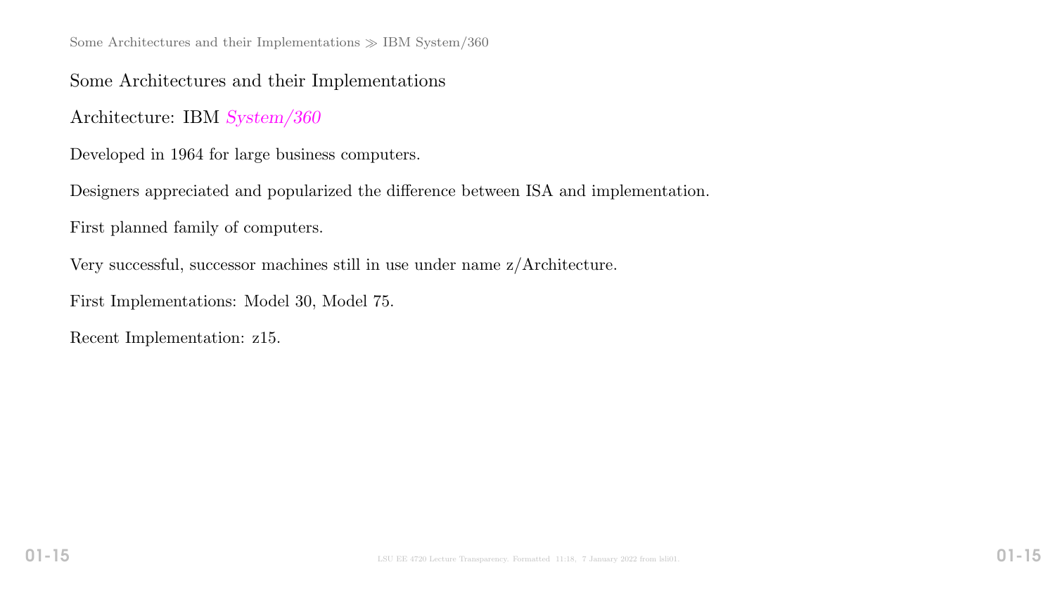## Some Architectures and their Implementations

### Architecture: IBM *System/360*

Developed in 1964 for large business computers.

Designers appreciated and popularized the difference between ISA and implementation.

First planned family of computers.

Very successful, successor machines still in use under name z/Architecture.

First Implementations: Model 30, Model 75.

Recent Implementation: z15.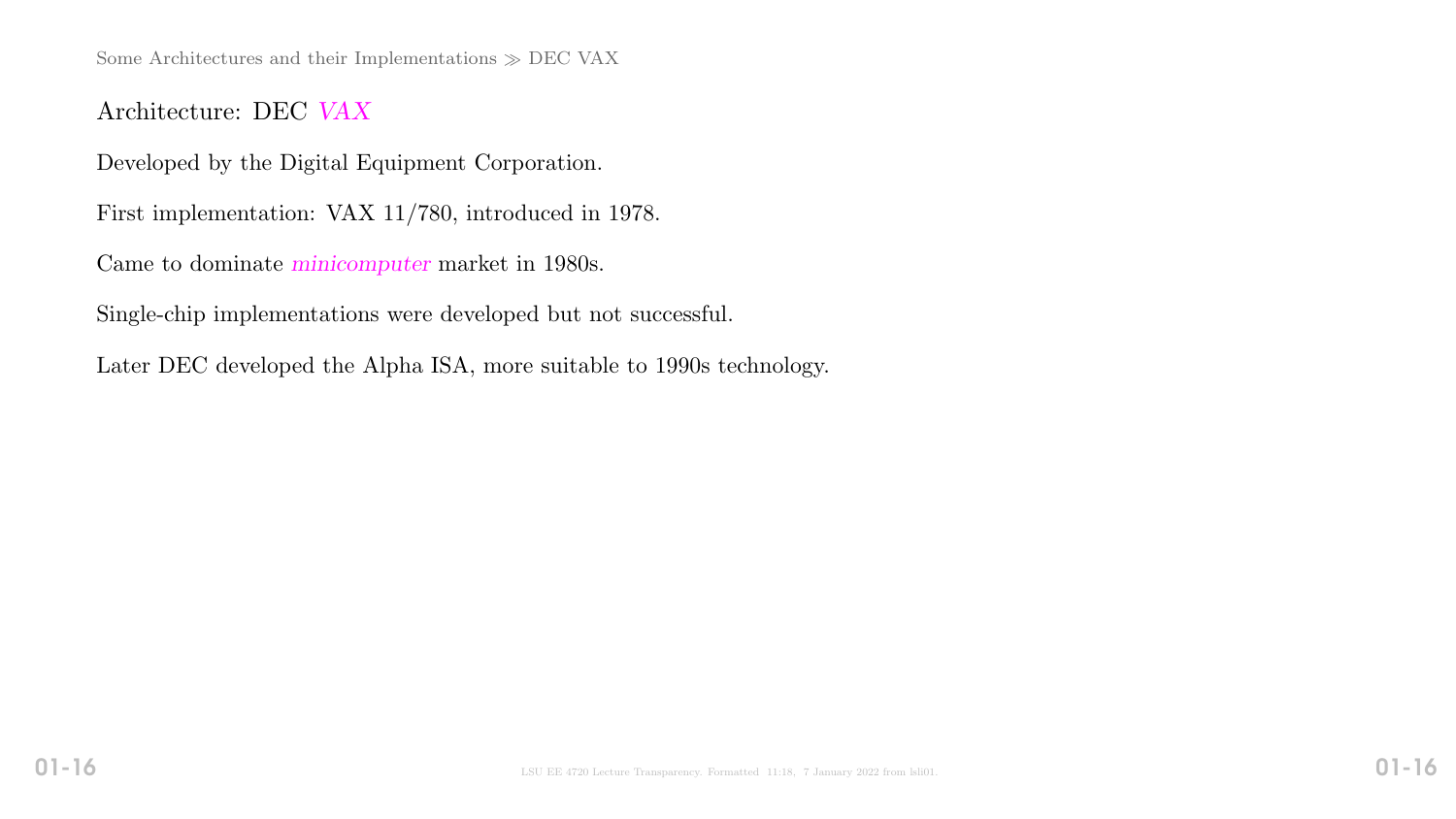## Architecture: DEC *VAX*

Developed by the Digital Equipment Corporation.

First implementation: VAX 11/780, introduced in 1978.

Came to dominate *minicomputer* market in 1980s.

Single-chip implementations were developed but not successful.

Later DEC developed the Alpha ISA, more suitable to 1990s technology.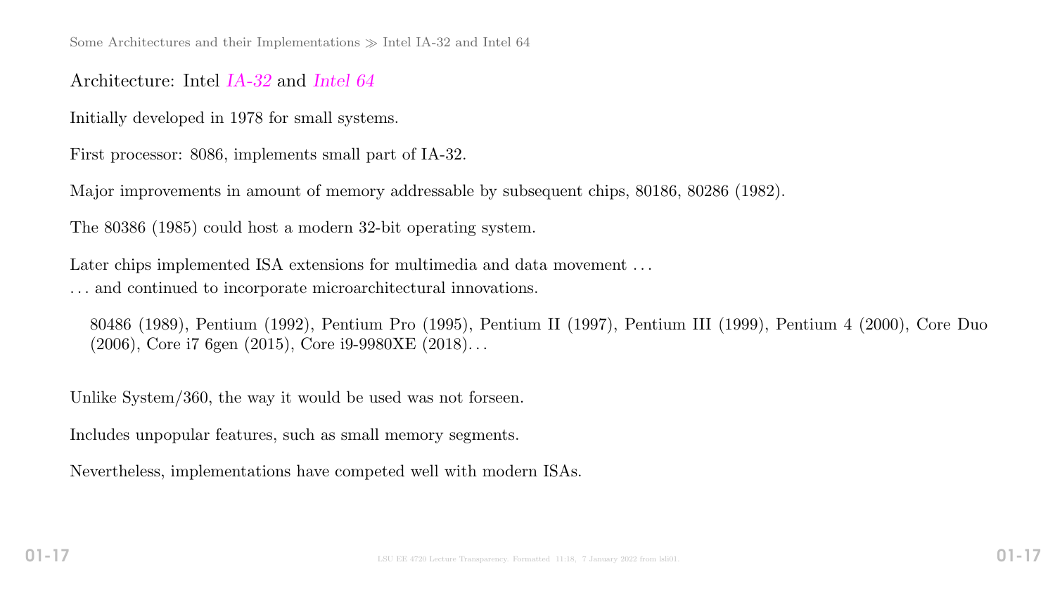## Architecture: Intel *IA-32* and *Intel 64*

Initially developed in 1978 for small systems.

First processor: 8086, implements small part of IA-32.

Major improvements in amount of memory addressable by subsequent chips, 80186, 80286 (1982).

The 80386 (1985) could host a modern 32-bit operating system.

Later chips implemented ISA extensions for multimedia and data movement . . .
. . . and continued to incorporate microarchitectural innovations.

> 80486 (1989), Pentium (1992), Pentium Pro (1995), Pentium II (1997), Pentium III (1999), Pentium 4 (2000), Core Duo (2006), Core i7 6gen (2015), Core i9-9980XE (2018). . .

Unlike System/360, the way it would be used was not forseen.

Includes unpopular features, such as small memory segments.

Nevertheless, implementations have competed well with modern ISAs.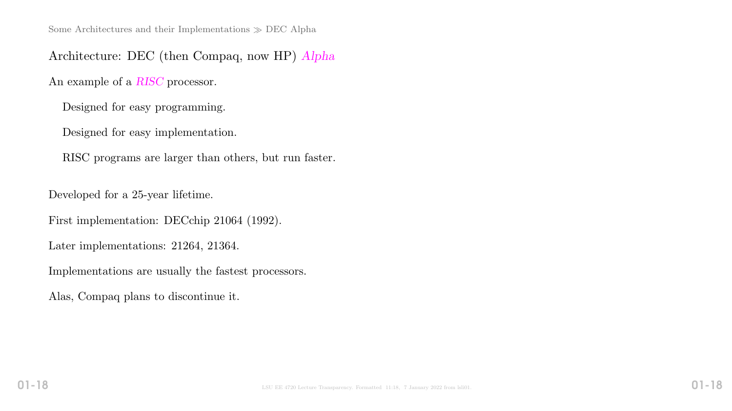## Architecture: DEC (then Compaq, now HP) *Alpha*

An example of a *RISC* processor.

- Designed for easy programming.
- Designed for easy implementation.
- RISC programs are larger than others, but run faster.

Developed for a 25-year lifetime.

First implementation: DECchip 21064 (1992).

Later implementations: 21264, 21364.

Implementations are usually the fastest processors.

Alas, Compaq plans to discontinue it.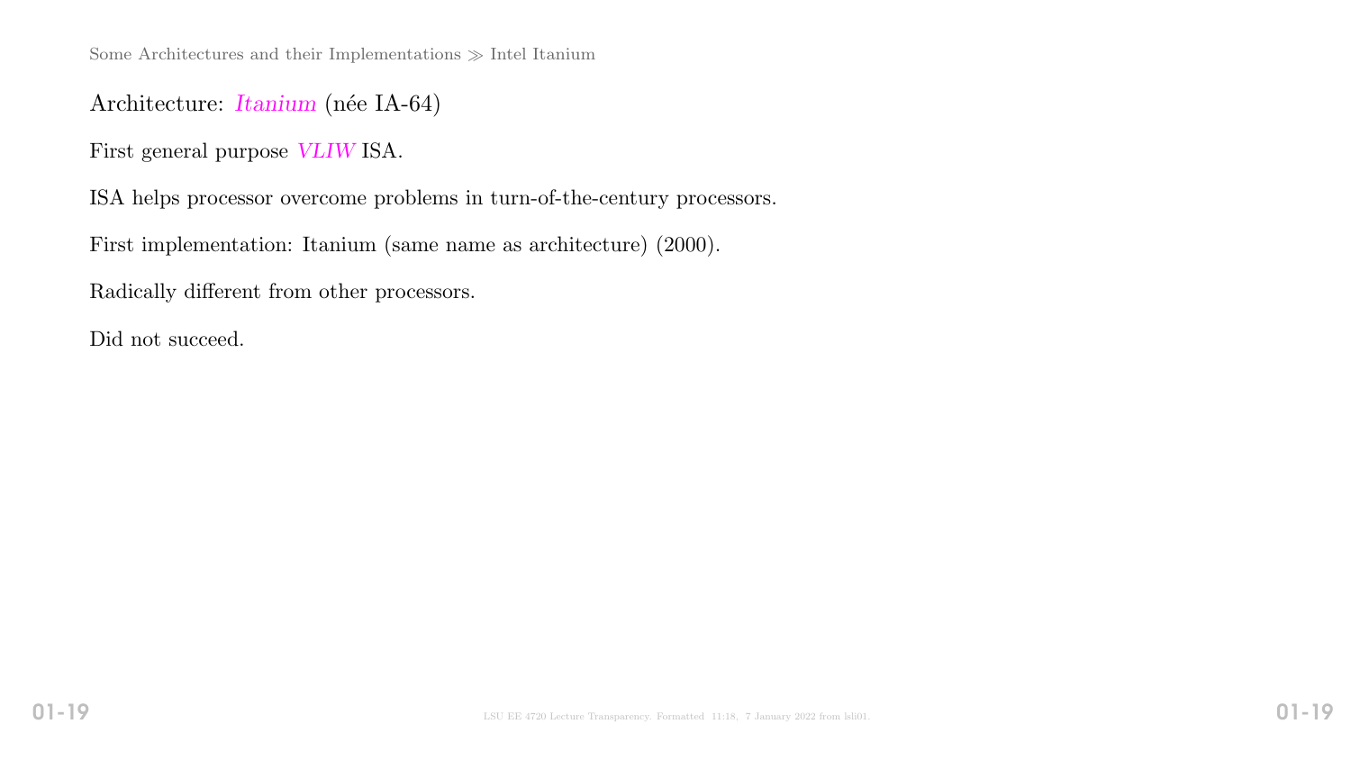Some Architectures and their Implementations ≫ Intel Itanium

Architecture: *Itanium* (née IA-64)

First general purpose *VLIW* ISA.

ISA helps processor overcome problems in turn-of-the-century processors.

First implementation: Itanium (same name as architecture) (2000).

Radically different from other processors.

Did not succeed.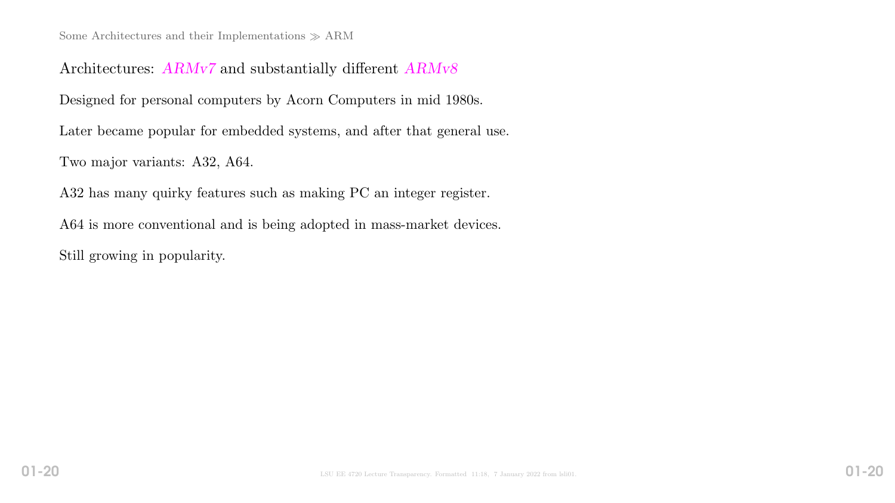Architectures: *ARMv7* and substantially different *ARMv8*

Designed for personal computers by Acorn Computers in mid 1980s.

Later became popular for embedded systems, and after that general use.

Two major variants: A32, A64.

A32 has many quirky features such as making PC an integer register.

A64 is more conventional and is being adopted in mass-market devices.

Still growing in popularity.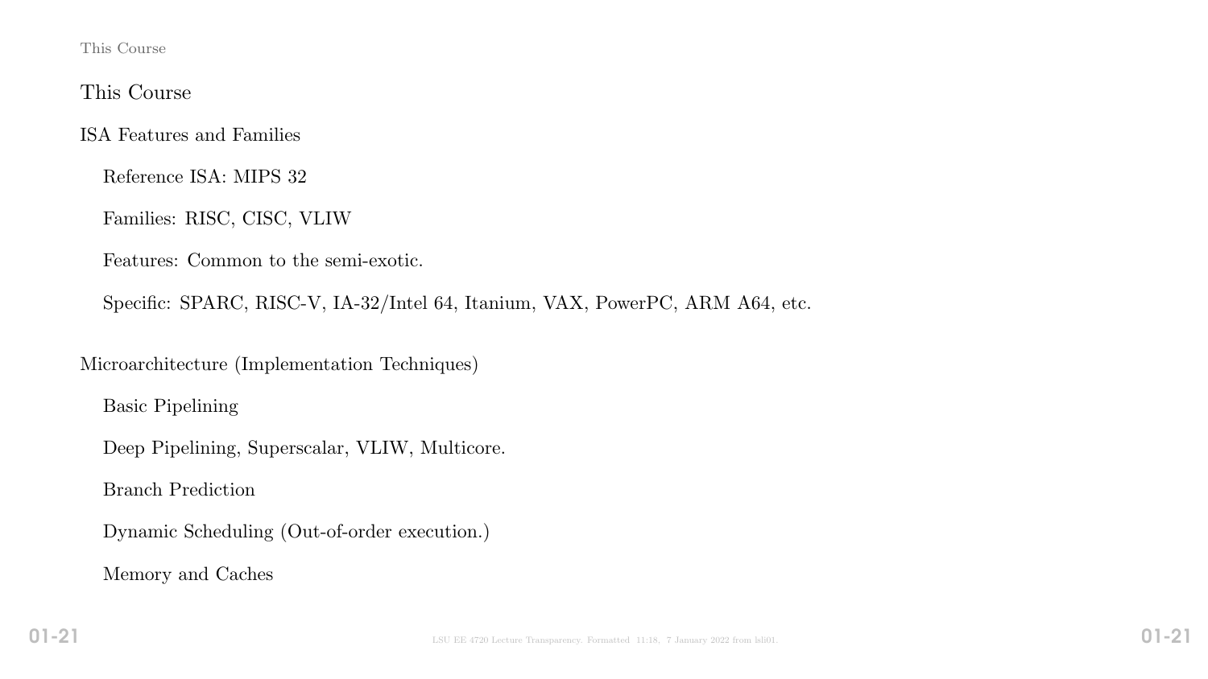## This Course

### ISA Features and Families

- Reference ISA: MIPS 32
- Families: RISC, CISC, VLIW
- Features: Common to the semi-exotic.
- Specific: SPARC, RISC-V, IA-32/Intel 64, Itanium, VAX, PowerPC, ARM A64, etc.

### Microarchitecture (Implementation Techniques)

- Basic Pipelining
- Deep Pipelining, Superscalar, VLIW, Multicore.
- Branch Prediction
- Dynamic Scheduling (Out-of-order execution.)
- Memory and Caches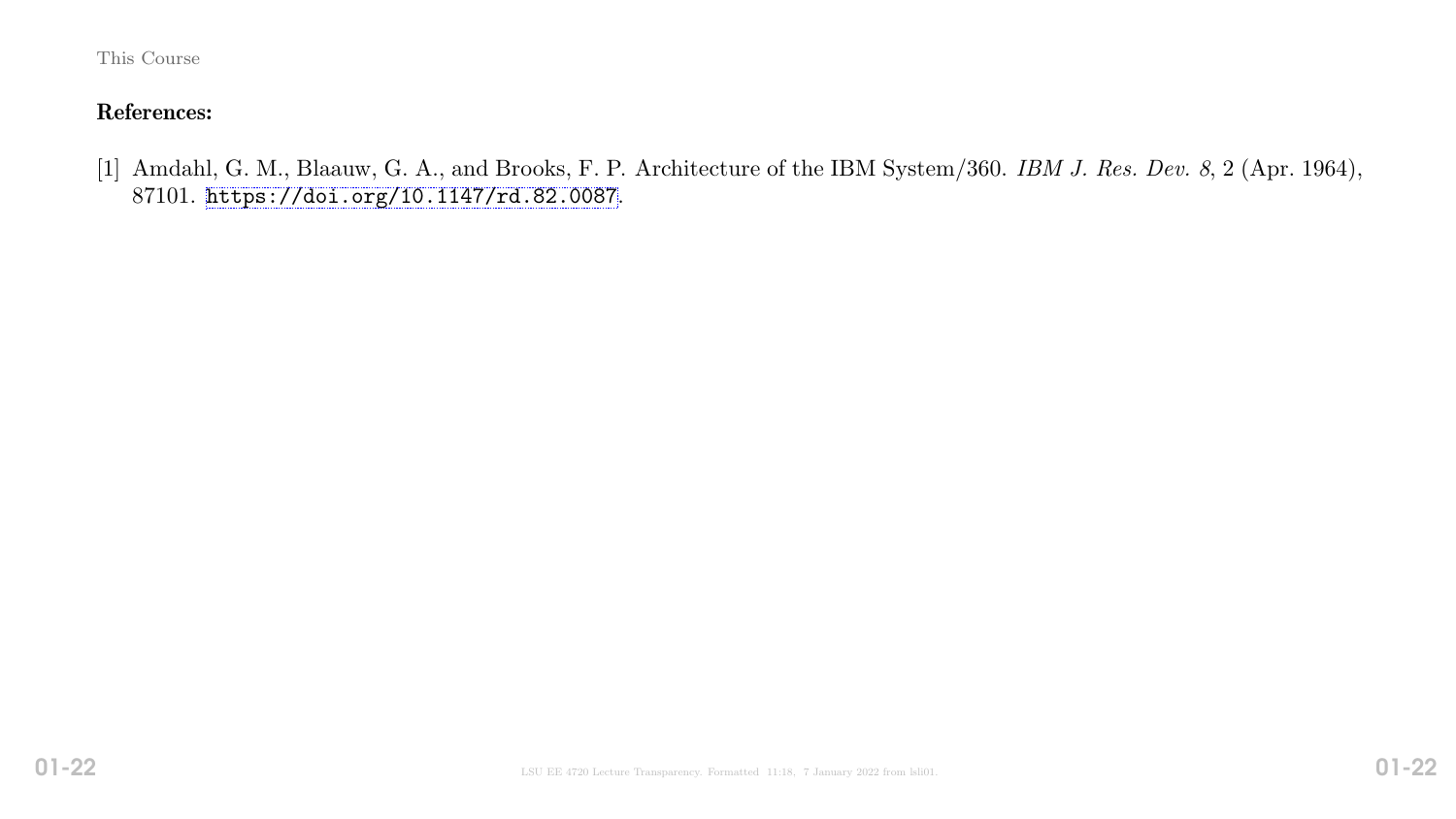**References:**

[1] Amdahl, G. M., Blaauw, G. A., and Brooks, F. P. Architecture of the IBM System/360. *IBM J. Res. Dev. 8*, 2 (Apr. 1964), 87101. https://doi.org/10.1147/rd.82.0087.